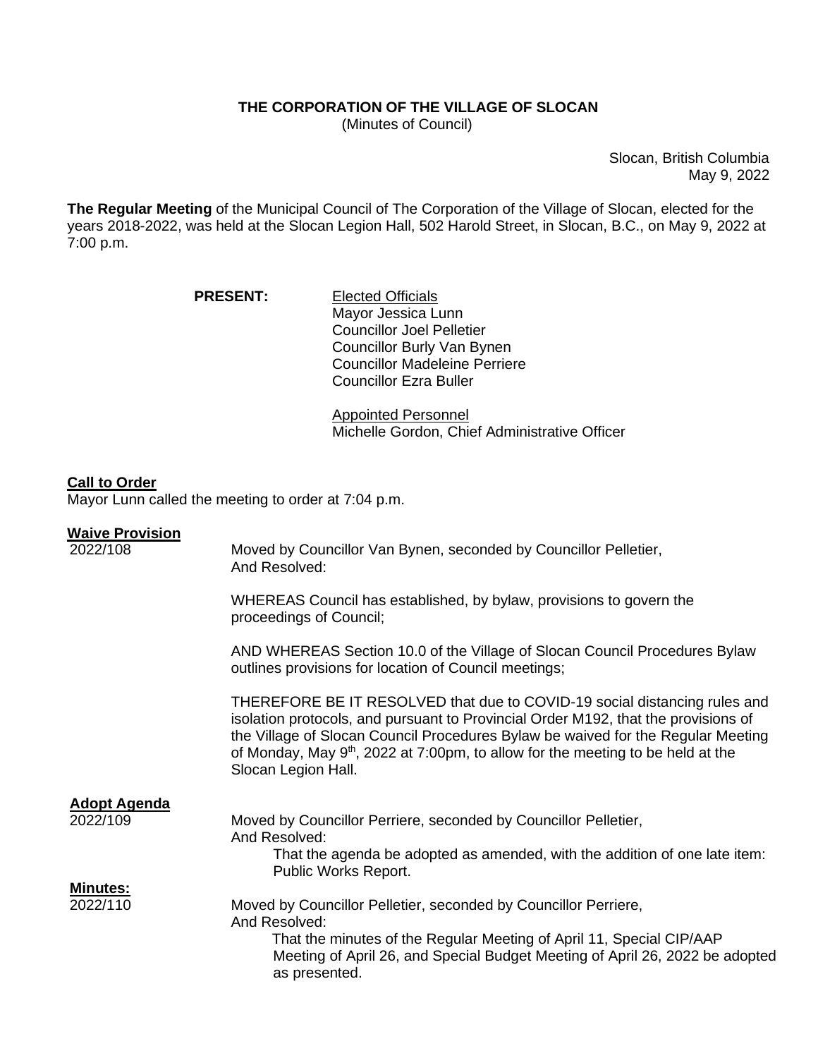**THE CORPORATION OF THE VILLAGE OF SLOCAN**
(Minutes of Council)

Slocan, British Columbia
May 9, 2022

**The Regular Meeting** of the Municipal Council of The Corporation of the Village of Slocan, elected for the years 2018-2022, was held at the Slocan Legion Hall, 502 Harold Street, in Slocan, B.C., on May 9, 2022 at 7:00 p.m.

**PRESENT:**

Elected Officials
Mayor Jessica Lunn
Councillor Joel Pelletier
Councillor Burly Van Bynen
Councillor Madeleine Perriere
Councillor Ezra Buller

Appointed Personnel
Michelle Gordon, Chief Administrative Officer

**Call to Order**
Mayor Lunn called the meeting to order at 7:04 p.m.

**Waive Provision**
2022/108

Moved by Councillor Van Bynen, seconded by Councillor Pelletier,
And Resolved:

WHEREAS Council has established, by bylaw, provisions to govern the proceedings of Council;

AND WHEREAS Section 10.0 of the Village of Slocan Council Procedures Bylaw outlines provisions for location of Council meetings;

THEREFORE BE IT RESOLVED that due to COVID-19 social distancing rules and isolation protocols, and pursuant to Provincial Order M192, that the provisions of the Village of Slocan Council Procedures Bylaw be waived for the Regular Meeting of Monday, May 9th, 2022 at 7:00pm, to allow for the meeting to be held at the Slocan Legion Hall.

**Adopt Agenda**
2022/109

Moved by Councillor Perriere, seconded by Councillor Pelletier,
And Resolved:

That the agenda be adopted as amended, with the addition of one late item: Public Works Report.

**Minutes:**
2022/110

Moved by Councillor Pelletier, seconded by Councillor Perriere,
And Resolved:

That the minutes of the Regular Meeting of April 11, Special CIP/AAP Meeting of April 26, and Special Budget Meeting of April 26, 2022 be adopted as presented.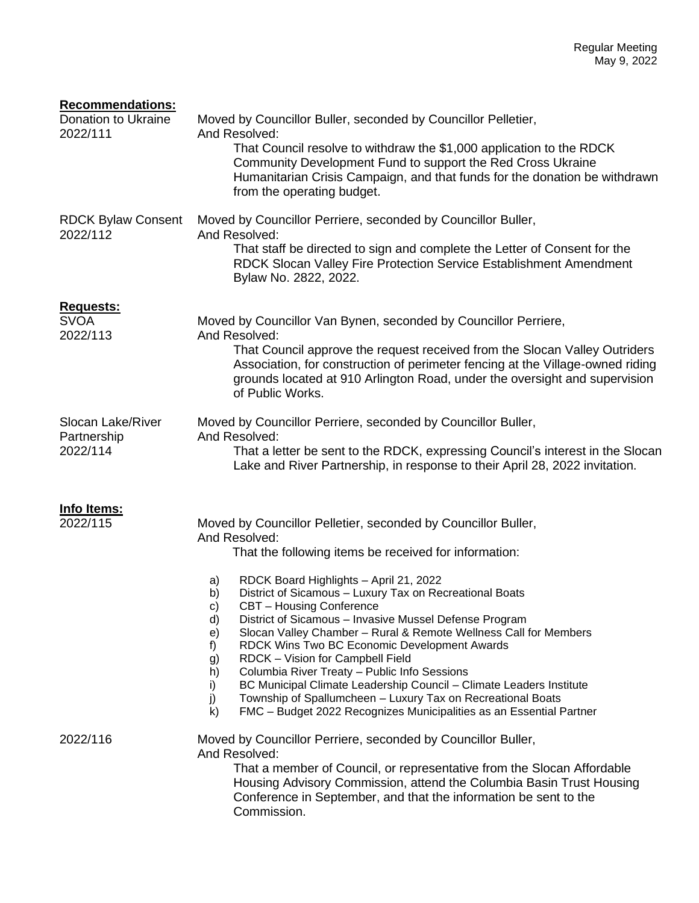**Recommendations:**

Donation to Ukraine
2022/111

Moved by Councillor Buller, seconded by Councillor Pelletier,
And Resolved:

That Council resolve to withdraw the $1,000 application to the RDCK Community Development Fund to support the Red Cross Ukraine Humanitarian Crisis Campaign, and that funds for the donation be withdrawn from the operating budget.

RDCK Bylaw Consent
2022/112

Moved by Councillor Perriere, seconded by Councillor Buller,
And Resolved:

That staff be directed to sign and complete the Letter of Consent for the RDCK Slocan Valley Fire Protection Service Establishment Amendment Bylaw No. 2822, 2022.

**Requests:**

SVOA
2022/113

Moved by Councillor Van Bynen, seconded by Councillor Perriere,
And Resolved:

That Council approve the request received from the Slocan Valley Outriders Association, for construction of perimeter fencing at the Village-owned riding grounds located at 910 Arlington Road, under the oversight and supervision of Public Works.

Slocan Lake/River Partnership
2022/114

Moved by Councillor Perriere, seconded by Councillor Buller,
And Resolved:

That a letter be sent to the RDCK, expressing Council's interest in the Slocan Lake and River Partnership, in response to their April 28, 2022 invitation.

**Info Items:**

2022/115

Moved by Councillor Pelletier, seconded by Councillor Buller,
And Resolved:

That the following items be received for information:

a) RDCK Board Highlights – April 21, 2022
b) District of Sicamous – Luxury Tax on Recreational Boats
c) CBT – Housing Conference
d) District of Sicamous – Invasive Mussel Defense Program
e) Slocan Valley Chamber – Rural & Remote Wellness Call for Members
f) RDCK Wins Two BC Economic Development Awards
g) RDCK – Vision for Campbell Field
h) Columbia River Treaty – Public Info Sessions
i) BC Municipal Climate Leadership Council – Climate Leaders Institute
j) Township of Spallumcheen – Luxury Tax on Recreational Boats
k) FMC – Budget 2022 Recognizes Municipalities as an Essential Partner

2022/116

Moved by Councillor Perriere, seconded by Councillor Buller,
And Resolved:

That a member of Council, or representative from the Slocan Affordable Housing Advisory Commission, attend the Columbia Basin Trust Housing Conference in September, and that the information be sent to the Commission.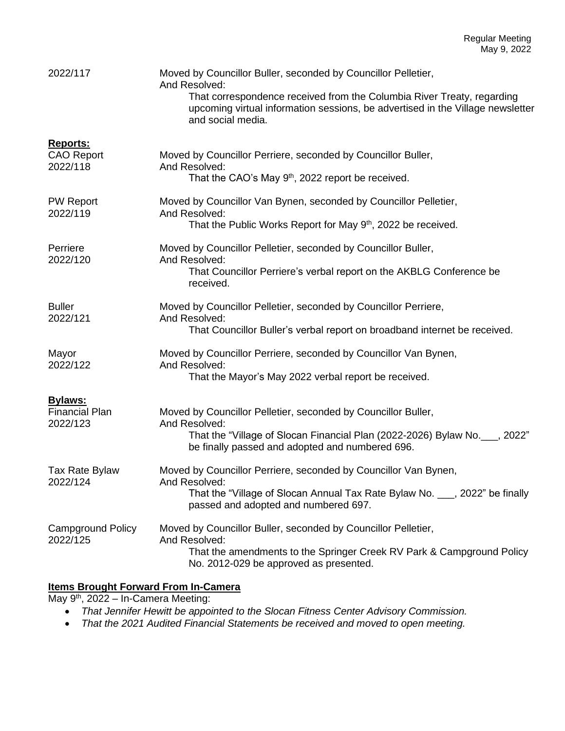2022/117 Moved by Councillor Buller, seconded by Councillor Pelletier,
And Resolved:
That correspondence received from the Columbia River Treaty, regarding upcoming virtual information sessions, be advertised in the Village newsletter and social media.

**Reports:**

CAO Report
2022/118 Moved by Councillor Perriere, seconded by Councillor Buller,
And Resolved:
That the CAO's May 9th, 2022 report be received.

PW Report
2022/119 Moved by Councillor Van Bynen, seconded by Councillor Pelletier,
And Resolved:
That the Public Works Report for May 9th, 2022 be received.

Perriere
2022/120 Moved by Councillor Pelletier, seconded by Councillor Buller,
And Resolved:
That Councillor Perriere's verbal report on the AKBLG Conference be received.

Buller
2022/121 Moved by Councillor Pelletier, seconded by Councillor Perriere,
And Resolved:
That Councillor Buller's verbal report on broadband internet be received.

Mayor
2022/122 Moved by Councillor Perriere, seconded by Councillor Van Bynen,
And Resolved:
That the Mayor's May 2022 verbal report be received.

**Bylaws:**

Financial Plan
2022/123 Moved by Councillor Pelletier, seconded by Councillor Buller,
And Resolved:
That the "Village of Slocan Financial Plan (2022-2026) Bylaw No.___, 2022" be finally passed and adopted and numbered 696.

Tax Rate Bylaw
2022/124 Moved by Councillor Perriere, seconded by Councillor Van Bynen,
And Resolved:
That the "Village of Slocan Annual Tax Rate Bylaw No. ___, 2022" be finally passed and adopted and numbered 697.

Campground Policy
2022/125 Moved by Councillor Buller, seconded by Councillor Pelletier,
And Resolved:
That the amendments to the Springer Creek RV Park & Campground Policy No. 2012-029 be approved as presented.

**Items Brought Forward From In-Camera**

May 9th, 2022 – In-Camera Meeting:

- *That Jennifer Hewitt be appointed to the Slocan Fitness Center Advisory Commission.*
- *That the 2021 Audited Financial Statements be received and moved to open meeting.*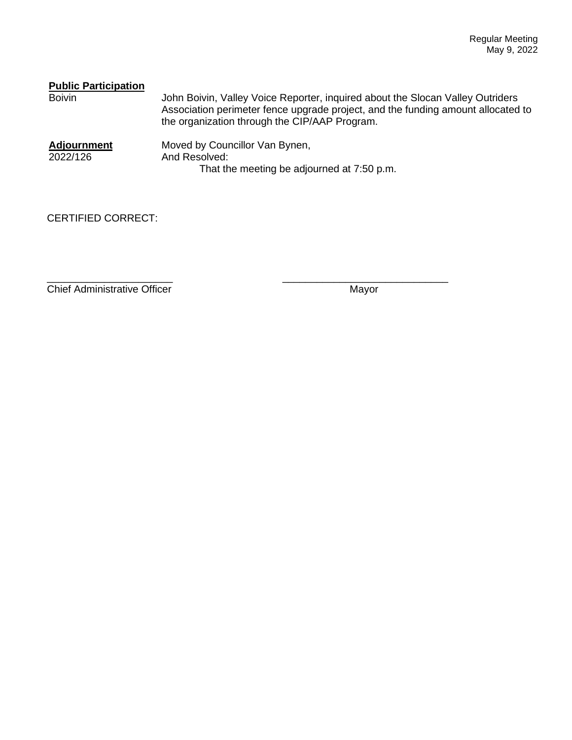**Public Participation**

Boivin

John Boivin, Valley Voice Reporter, inquired about the Slocan Valley Outriders Association perimeter fence upgrade project, and the funding amount allocated to the organization through the CIP/AAP Program.

**Adjournment**

2022/126

Moved by Councillor Van Bynen,
And Resolved:

That the meeting be adjourned at 7:50 p.m.

CERTIFIED CORRECT:

______________________ ______________________________
Chief Administrative Officer Mayor